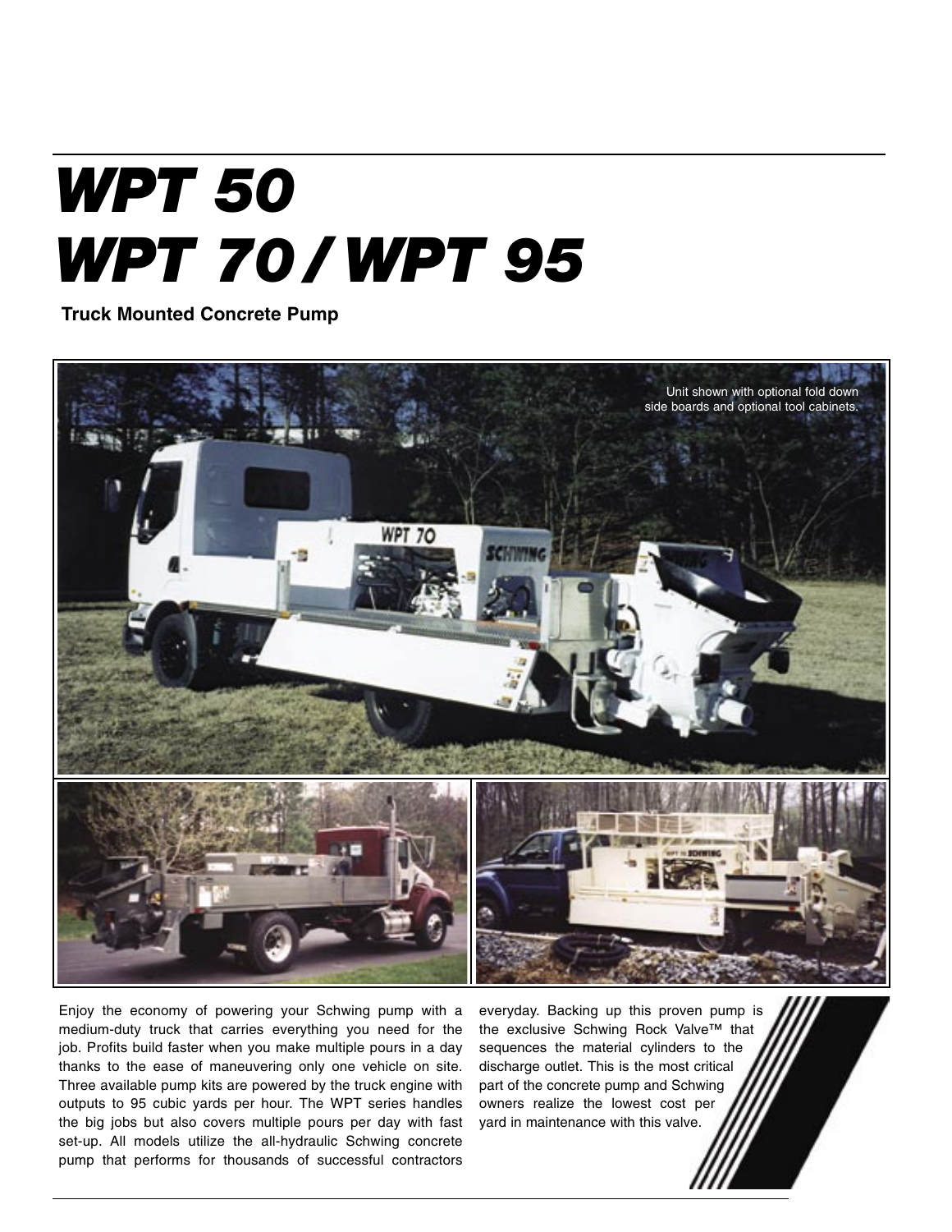# WPT 50
# WPT 70 / WPT 95

**Truck Mounted Concrete Pump**

Unit shown with optional fold down side boards and optional tool cabinets.

Enjoy the economy of powering your Schwing pump with a medium-duty truck that carries everything you need for the job. Profits build faster when you make multiple pours in a day thanks to the ease of maneuvering only one vehicle on site. Three available pump kits are powered by the truck engine with outputs to 95 cubic yards per hour. The WPT series handles the big jobs but also covers multiple pours per day with fast set-up. All models utilize the all-hydraulic Schwing concrete pump that performs for thousands of successful contractors everyday. Backing up this proven pump is the exclusive Schwing Rock Valve™ that sequences the material cylinders to the discharge outlet. This is the most critical part of the concrete pump and Schwing owners realize the lowest cost per yard in maintenance with this valve.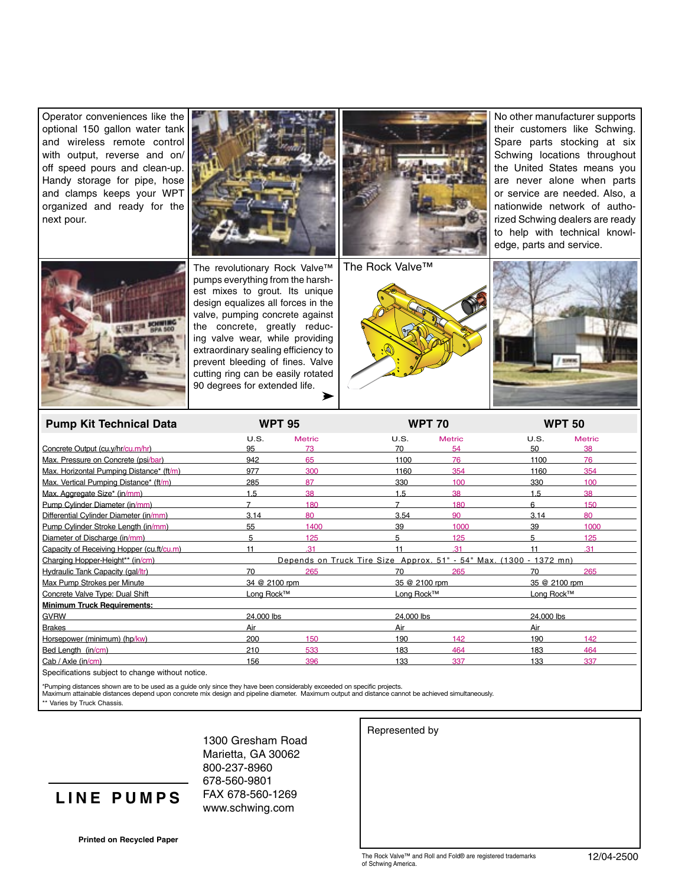Operator conveniences like the optional 150 gallon water tank and wireless remote control with output, reverse and on/off speed pours and clean-up. Handy storage for pipe, hose and clamps keeps your WPT organized and ready for the next pour.

No other manufacturer supports their customers like Schwing. Spare parts stocking at six Schwing locations throughout the United States means you are never alone when parts or service are needed. Also, a nationwide network of authorized Schwing dealers are ready to help with technical knowledge, parts and service.

The revolutionary Rock Valve™ pumps everything from the harshest mixes to grout. Its unique design equalizes all forces in the valve, pumping concrete against the concrete, greatly reducing valve wear, while providing extraordinary sealing efficiency to prevent bleeding of fines. Valve cutting ring can be easily rotated 90 degrees for extended life.

The Rock Valve™

| Pump Kit Technical Data | WPT 95 | | WPT 70 | | WPT 50 | |
|---|---|---|---|---|---|---|
| | U.S. | Metric | U.S. | Metric | U.S. | Metric |
| Concrete Output (cu.y/hr/cu.m/hr) | 95 | 73 | 70 | 54 | 50 | 38 |
| Max. Pressure on Concrete (psi/bar) | 942 | 65 | 1100 | 76 | 1100 | 76 |
| Max. Horizontal Pumping Distance* (ft/m) | 977 | 300 | 1160 | 354 | 1160 | 354 |
| Max. Vertical Pumping Distance* (ft/m) | 285 | 87 | 330 | 100 | 330 | 100 |
| Max. Aggregate Size* (in/mm) | 1.5 | 38 | 1.5 | 38 | 1.5 | 38 |
| Pump Cylinder Diameter (in/mm) | 7 | 180 | 7 | 180 | 6 | 150 |
| Differential Cylinder Diameter (in/mm) | 3.14 | 80 | 3.54 | 90 | 3.14 | 80 |
| Pump Cylinder Stroke Length (in/mm) | 55 | 1400 | 39 | 1000 | 39 | 1000 |
| Diameter of Discharge (in/mm) | 5 | 125 | 5 | 125 | 5 | 125 |
| Capacity of Receiving Hopper (cu.ft/cu.m) | 11 | .31 | 11 | .31 | 11 | .31 |
| Charging Hopper-Height** (in/cm) | Depends on Truck Tire Size Approx. 51" - 54" Max. (1300 - 1372 mn) | | | | | |
| Hydraulic Tank Capacity (gal/ltr) | 70 | 265 | 70 | 265 | 70 | 265 |
| Max Pump Strokes per Minute | 34 @ 2100 rpm | | 35 @ 2100 rpm | | 35 @ 2100 rpm | |
| Concrete Valve Type: Dual Shift | Long Rock™ | | Long Rock™ | | Long Rock™ | |
| **Minimum Truck Requirements:** | | | | | | |
| GVRW | 24,000 lbs | | 24,000 lbs | | 24,000 lbs | |
| Brakes | Air | | Air | | Air | |
| Horsepower (minimum) (hp/kw) | 200 | 150 | 190 | 142 | 190 | 142 |
| Bed Length (in/cm) | 210 | 533 | 183 | 464 | 183 | 464 |
| Cab / Axle (in/cm) | 156 | 396 | 133 | 337 | 133 | 337 |

Specifications subject to change without notice.

*Pumping distances shown are to be used as a guide only since they have been considerably exceeded on specific projects.
Maximum attainable distances depend upon concrete mix design and pipeline diameter. Maximum output and distance cannot be achieved simultaneously.
** Varies by Truck Chassis.

**LINE PUMPS**

1300 Gresham Road
Marietta, GA 30062
800-237-8960
678-560-9801
FAX 678-560-1269
www.schwing.com

Represented by

**Printed on Recycled Paper**

The Rock Valve™ and Roll and Fold® are registered trademarks of Schwing America.

12/04-2500